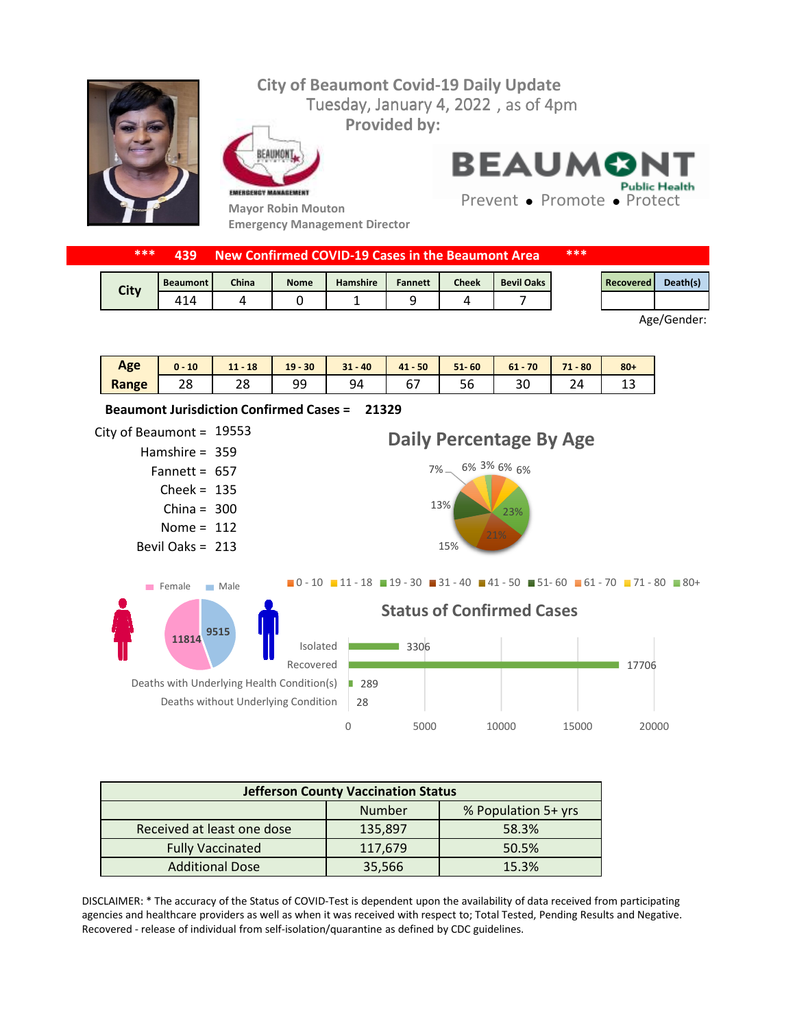# City of Beaumont Covid-19 Daily Update

Tuesday, January 4, 2022 , as of 4pm

Provided by:

Mayor Robin Mouton
Emergency Management Director

BEAUMONT Public Health
Prevent • Promote • Protect

*** 439 New Confirmed COVID-19 Cases in the Beaumont Area ***

| City | Beaumont | China | Nome | Hamshire | Fannett | Cheek | Bevil Oaks |
|---|---|---|---|---|---|---|---|
| | 414 | 4 | 0 | 1 | 9 | 4 | 7 |

| Recovered | Death(s) |
|---|---|
| | |

Age/Gender:

| Age Range | 0 - 10 | 11 - 18 | 19 - 30 | 31 - 40 | 41 - 50 | 51- 60 | 61 - 70 | 71 - 80 | 80+ |
|---|---|---|---|---|---|---|---|---|---|
| | 28 | 28 | 99 | 94 | 67 | 56 | 30 | 24 | 13 |

**Beaumont Jurisdiction Confirmed Cases = 21329**

City of Beaumont = 19553
Hamshire = 359
Fannett = 657
Cheek = 135
China = 300
Nome = 112
Bevil Oaks = 213

## Daily Percentage By Age

7%, 6%, 3%, 6%, 6%, 23%, 21%, 15%, 13%

0 - 10, 11 - 18, 19 - 30, 31 - 40, 41 - 50, 51- 60, 61 - 70, 71 - 80, 80+

Female: 11814
Male: 9515

## Status of Confirmed Cases

| Status | Number |
|---|---|
| Isolated | 3306 |
| Recovered | 17706 |
| Deaths with Underlying Health Condition(s) | 289 |
| Deaths without Underlying Condition | 28 |

| Jefferson County Vaccination Status | | |
|---|---|---|
| | Number | % Population 5+ yrs |
| Received at least one dose | 135,897 | 58.3% |
| Fully Vaccinated | 117,679 | 50.5% |
| Additional Dose | 35,566 | 15.3% |

DISCLAIMER: * The accuracy of the Status of COVID-Test is dependent upon the availability of data received from participating agencies and healthcare providers as well as when it was received with respect to; Total Tested, Pending Results and Negative. Recovered - release of individual from self-isolation/quarantine as defined by CDC guidelines.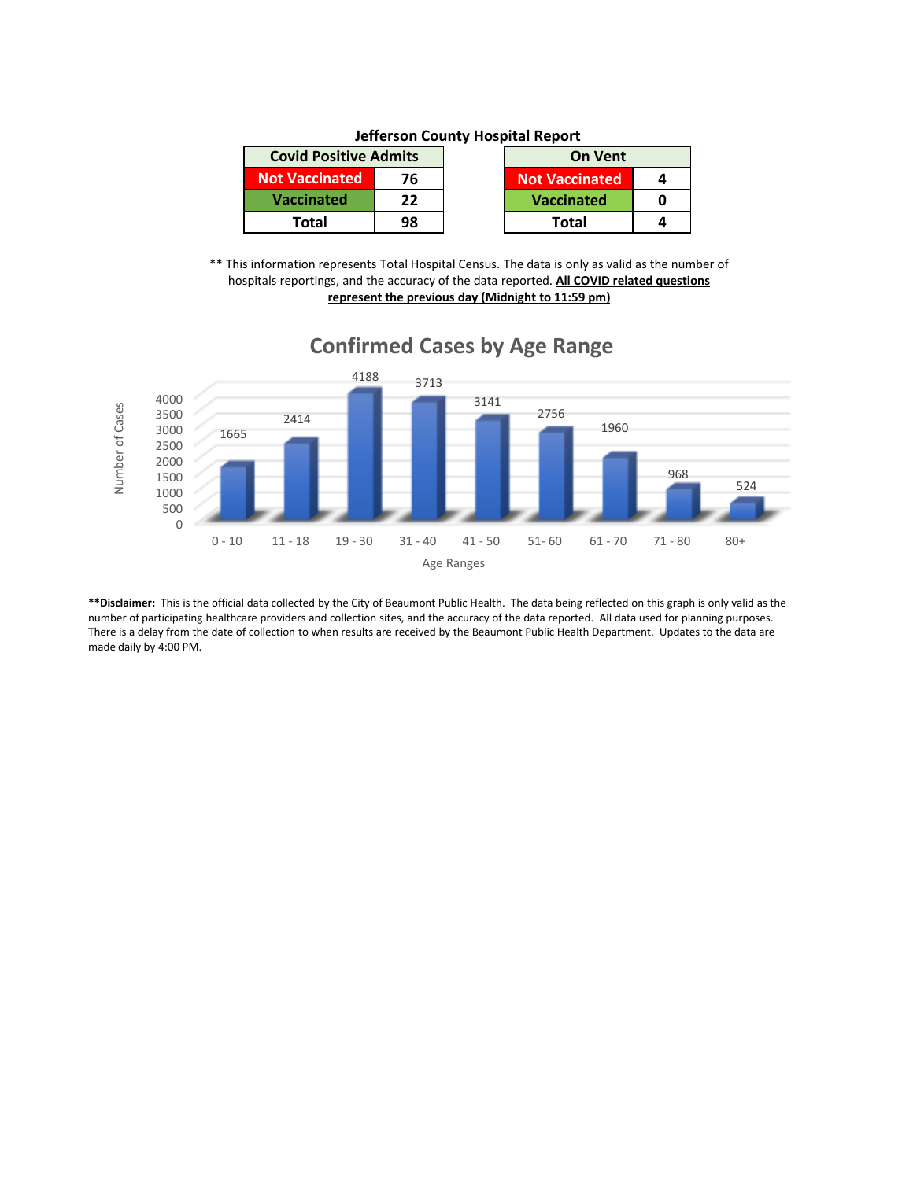## Jefferson County Hospital Report

| Covid Positive Admits | |
|---|---|
| Not Vaccinated | 76 |
| Vaccinated | 22 |
| Total | 98 |

| On Vent | |
|---|---|
| Not Vaccinated | 4 |
| Vaccinated | 0 |
| Total | 4 |

** This information represents Total Hospital Census. The data is only as valid as the number of hospitals reportings, and the accuracy of the data reported. **All COVID related questions represent the previous day (Midnight to 11:59 pm)**

## Confirmed Cases by Age Range

Number of Cases

0
500
1000
1500
2000
2500
3000
3500
4000

1665
2414
4188
3713
3141
2756
1960
968
524

0 - 10
11 - 18
19 - 30
31 - 40
41 - 50
51- 60
61 - 70
71 - 80
80+

Age Ranges

****Disclaimer:** This is the official data collected by the City of Beaumont Public Health. The data being reflected on this graph is only valid as the number of participating healthcare providers and collection sites, and the accuracy of the data reported. All data used for planning purposes. There is a delay from the date of collection to when results are received by the Beaumont Public Health Department. Updates to the data are made daily by 4:00 PM.